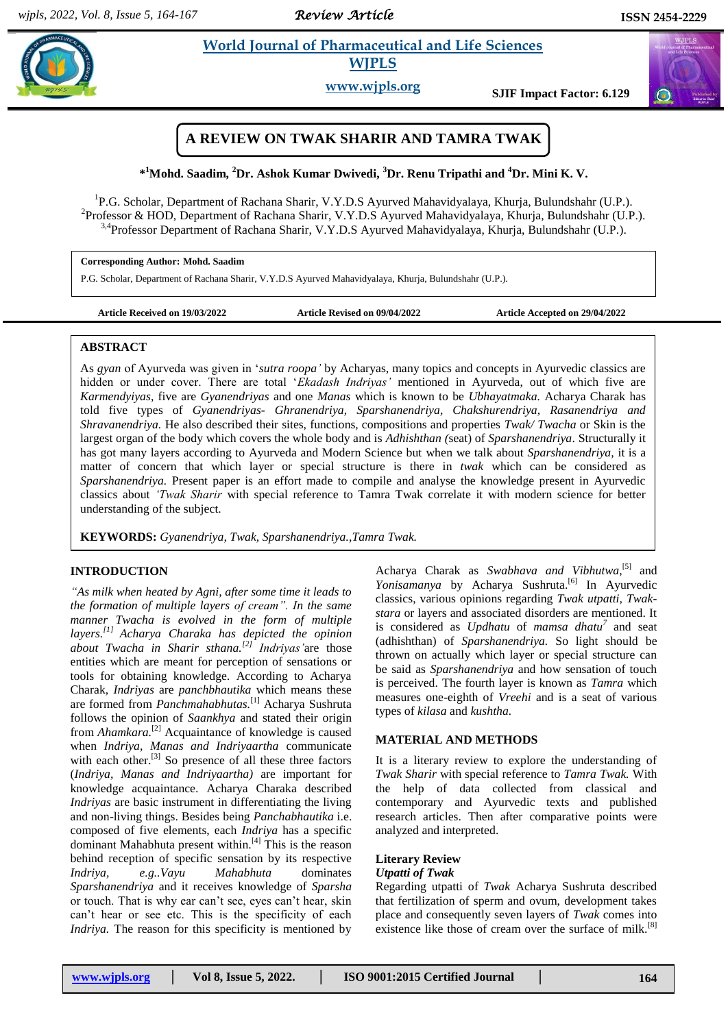# A REVIEW ON TWAK SHARIR AND TAMRA TWAK

**\*[1]Mohd. Saadim, [2]Dr. Ashok Kumar Dwivedi, [3]Dr. Renu Tripathi and [4]Dr. Mini K. V.**

[1]P.G. Scholar, Department of Rachana Sharir, V.Y.D.S Ayurved Mahavidyalaya, Khurja, Bulundshahr (U.P.).
[2]Professor & HOD, Department of Rachana Sharir, V.Y.D.S Ayurved Mahavidyalaya, Khurja, Bulundshahr (U.P.).
[3,4]Professor Department of Rachana Sharir, V.Y.D.S Ayurved Mahavidyalaya, Khurja, Bulundshahr (U.P.).

**Corresponding Author: Mohd. Saadim**
P.G. Scholar, Department of Rachana Sharir, V.Y.D.S Ayurved Mahavidyalaya, Khurja, Bulundshahr (U.P.).

**Article Received on 19/03/2022** **Article Revised on 09/04/2022** **Article Accepted on 29/04/2022**

## ABSTRACT

As *gyan* of Ayurveda was given in '*sutra roopa'* by Acharyas, many topics and concepts in Ayurvedic classics are hidden or under cover. There are total '*Ekadash Indriyas'* mentioned in Ayurveda, out of which five are *Karmendyiyas*, five are *Gyanendriyas* and one *Manas* which is known to be *Ubhayatmaka.* Acharya Charak has told five types of *Gyanendriyas- Ghranendriya, Sparshanendriya, Chakshurendriya, Rasanendriya and Shravanendriya.* He also described their sites, functions, compositions and properties *Twak/ Twacha* or Skin is the largest organ of the body which covers the whole body and is *Adhishthan (*seat) of *Sparshanendriya*. Structurally it has got many layers according to Ayurveda and Modern Science but when we talk about *Sparshanendriya,* it is a matter of concern that which layer or special structure is there in *twak* which can be considered as *Sparshanendriya.* Present paper is an effort made to compile and analyse the knowledge present in Ayurvedic classics about *'Twak Sharir* with special reference to Tamra Twak correlate it with modern science for better understanding of the subject.

**KEYWORDS:** *Gyanendriya, Twak, Sparshanendriya.,Tamra Twak.*

## INTRODUCTION

*"As milk when heated by Agni, after some time it leads to the formation of multiple layers of cream". In the same manner Twacha is evolved in the form of multiple layers.[1] Acharya Charaka has depicted the opinion about Twacha in Sharir sthana.[2] Indriyas'*are those entities which are meant for perception of sensations or tools for obtaining knowledge. According to Acharya Charak, *Indriyas* are *panchbhautika* which means these are formed from *Panchmahabhutas.*[1] Acharya Sushruta follows the opinion of *Saankhya* and stated their origin from *Ahamkara.*[2] Acquaintance of knowledge is caused when *Indriya, Manas and Indriyaartha* communicate with each other.[3] So presence of all these three factors (*Indriya, Manas and Indriyaartha)* are important for knowledge acquaintance. Acharya Charaka described *Indriyas* are basic instrument in differentiating the living and non-living things. Besides being *Panchabhautika* i.e. composed of five elements, each *Indriya* has a specific dominant Mahabhuta present within.[4] This is the reason behind reception of specific sensation by its respective *Indriya, e.g..Vayu Mahabhuta* dominates *Sparshanendriya* and it receives knowledge of *Sparsha* or touch. That is why ear can't see, eyes can't hear, skin can't hear or see etc. This is the specificity of each *Indriya.* The reason for this specificity is mentioned by Acharya Charak as *Swabhava and Vibhutwa,*[5] and *Yonisamanya* by Acharya Sushruta.[6] In Ayurvedic classics, various opinions regarding *Twak utpatti, Twak-stara* or layers and associated disorders are mentioned. It is considered as *Updhatu* of *mamsa dhatu*[7] and seat (adhishthan) of *Sparshanendriya.* So light should be thrown on actually which layer or special structure can be said as *Sparshanendriya* and how sensation of touch is perceived. The fourth layer is known as *Tamra* which measures one-eighth of *Vreehi* and is a seat of various types of *kilasa* and *kushtha.*

## MATERIAL AND METHODS

It is a literary review to explore the understanding of *Twak Sharir* with special reference to *Tamra Twak.* With the help of data collected from classical and contemporary and Ayurvedic texts and published research articles. Then after comparative points were analyzed and interpreted.

### Literary Review

#### *Utpatti of Twak*

Regarding utpatti of *Twak* Acharya Sushruta described that fertilization of sperm and ovum, development takes place and consequently seven layers of *Twak* comes into existence like those of cream over the surface of milk.[8]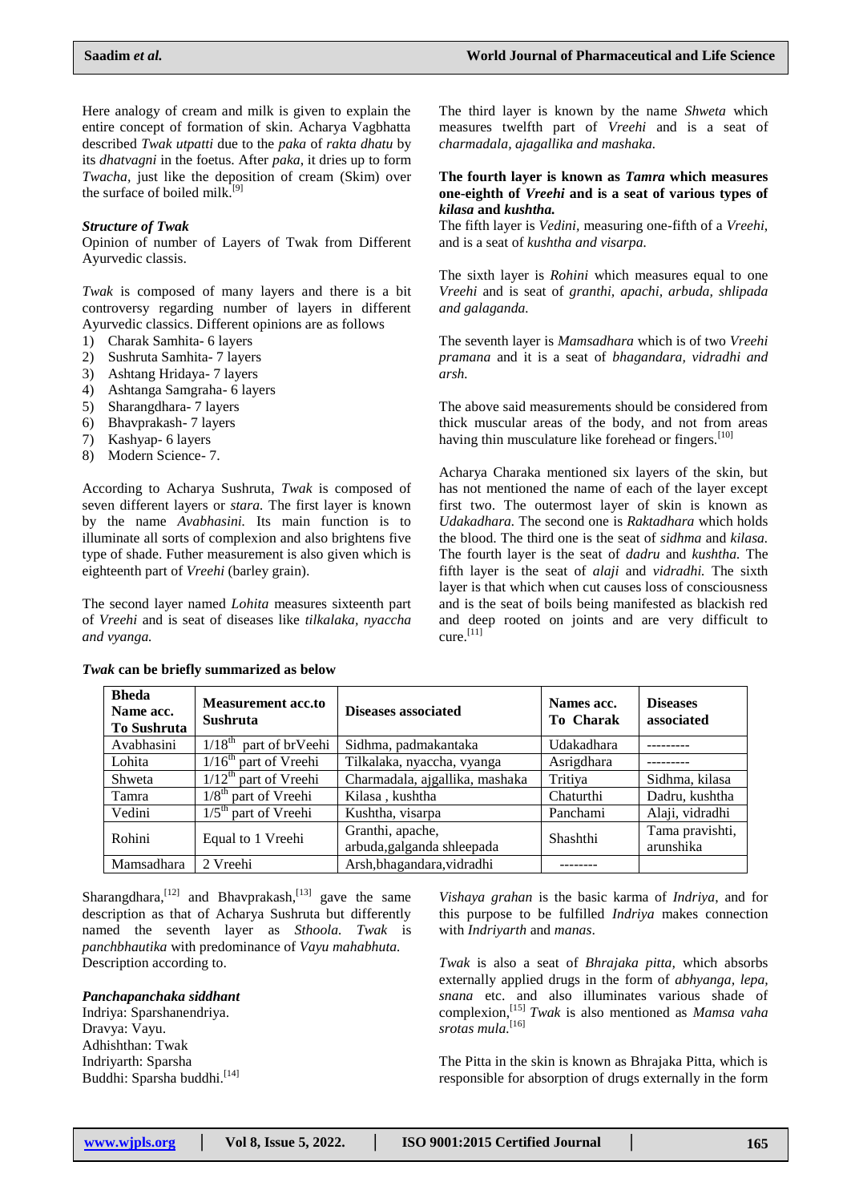Here analogy of cream and milk is given to explain the entire concept of formation of skin. Acharya Vagbhatta described *Twak utpatti* due to the *paka* of *rakta dhatu* by its *dhatvagni* in the foetus. After *paka*, it dries up to form *Twacha*, just like the deposition of cream (Skim) over the surface of boiled milk.[9]

***Structure of Twak***

Opinion of number of Layers of Twak from Different Ayurvedic classis.

*Twak* is composed of many layers and there is a bit controversy regarding number of layers in different Ayurvedic classics. Different opinions are as follows

1) Charak Samhita- 6 layers
2) Sushruta Samhita- 7 layers
3) Ashtang Hridaya- 7 layers
4) Ashtanga Samgraha- 6 layers
5) Sharangdhara- 7 layers
6) Bhavprakash- 7 layers
7) Kashyap- 6 layers
8) Modern Science- 7.

According to Acharya Sushruta, *Twak* is composed of seven different layers or *stara.* The first layer is known by the name *Avabhasini.* Its main function is to illuminate all sorts of complexion and also brightens five type of shade. Futher measurement is also given which is eighteenth part of *Vreehi* (barley grain).

The second layer named *Lohita* measures sixteenth part of *Vreehi* and is seat of diseases like *tilkalaka, nyaccha and vyanga.*

The third layer is known by the name *Shweta* which measures twelfth part of *Vreehi* and is a seat of *charmadala, ajagallika and mashaka.*

**The fourth layer is known as *Tamra* which measures one-eighth of *Vreehi* and is a seat of various types of *kilasa* and *kushtha.***

The fifth layer is *Vedini,* measuring one-fifth of a *Vreehi,* and is a seat of *kushtha and visarpa.*

The sixth layer is *Rohini* which measures equal to one *Vreehi* and is seat of *granthi, apachi, arbuda, shlipada and galaganda.*

The seventh layer is *Mamsadhara* which is of two *Vreehi pramana* and it is a seat of *bhagandara, vidradhi and arsh.*

The above said measurements should be considered from thick muscular areas of the body, and not from areas having thin musculature like forehead or fingers.[10]

Acharya Charaka mentioned six layers of the skin, but has not mentioned the name of each of the layer except first two. The outermost layer of skin is known as *Udakadhara.* The second one is *Raktadhara* which holds the blood. The third one is the seat of *sidhma* and *kilasa.* The fourth layer is the seat of *dadru* and *kushtha.* The fifth layer is the seat of *alaji* and *vidradhi.* The sixth layer is that which when cut causes loss of consciousness and is the seat of boils being manifested as blackish red and deep rooted on joints and are very difficult to cure.[11]

***Twak* can be briefly summarized as below**

| Bheda Name acc. To Sushruta | Measurement acc.to Sushruta | Diseases associated | Names acc. To Charak | Diseases associated |
|---|---|---|---|---|
| Avabhasini | 1/18th part of brVeehi | Sidhma, padmakantaka | Udakadhara | --------- |
| Lohita | 1/16th part of Vreehi | Tilkalaka, nyaccha, vyanga | Asrigdhara | --------- |
| Shweta | 1/12th part of Vreehi | Charmadala, ajgallika, mashaka | Tritiya | Sidhma, kilasa |
| Tamra | 1/8th part of Vreehi | Kilasa , kushtha | Chaturthi | Dadru, kushtha |
| Vedini | 1/5th part of Vreehi | Kushtha, visarpa | Panchami | Alaji, vidradhi |
| Rohini | Equal to 1 Vreehi | Granthi, apache, arbuda,galganda shleepada | Shashthi | Tama pravishti, arunshika |
| Mamsadhara | 2 Vreehi | Arsh,bhagandara,vidradhi | -------- | |

Sharangdhara,[12] and Bhavprakash,[13] gave the same description as that of Acharya Sushruta but differently named the seventh layer as *Sthoola. Twak* is *panchbhautika* with predominance of *Vayu mahabhuta.* Description according to.

***Panchapanchaka siddhant***

Indriya: Sparshanendriya.
Dravya: Vayu.
Adhishthan: Twak
Indriyarth: Sparsha
Buddhi: Sparsha buddhi.[14]

*Vishaya grahan* is the basic karma of *Indriya*, and for this purpose to be fulfilled *Indriya* makes connection with *Indriyarth* and *manas*.

*Twak* is also a seat of *Bhrajaka pitta,* which absorbs externally applied drugs in the form of *abhyanga, lepa, snana* etc. and also illuminates various shade of complexion,[15] *Twak* is also mentioned as *Mamsa vaha srotas mula*.[16]

The Pitta in the skin is known as Bhrajaka Pitta, which is responsible for absorption of drugs externally in the form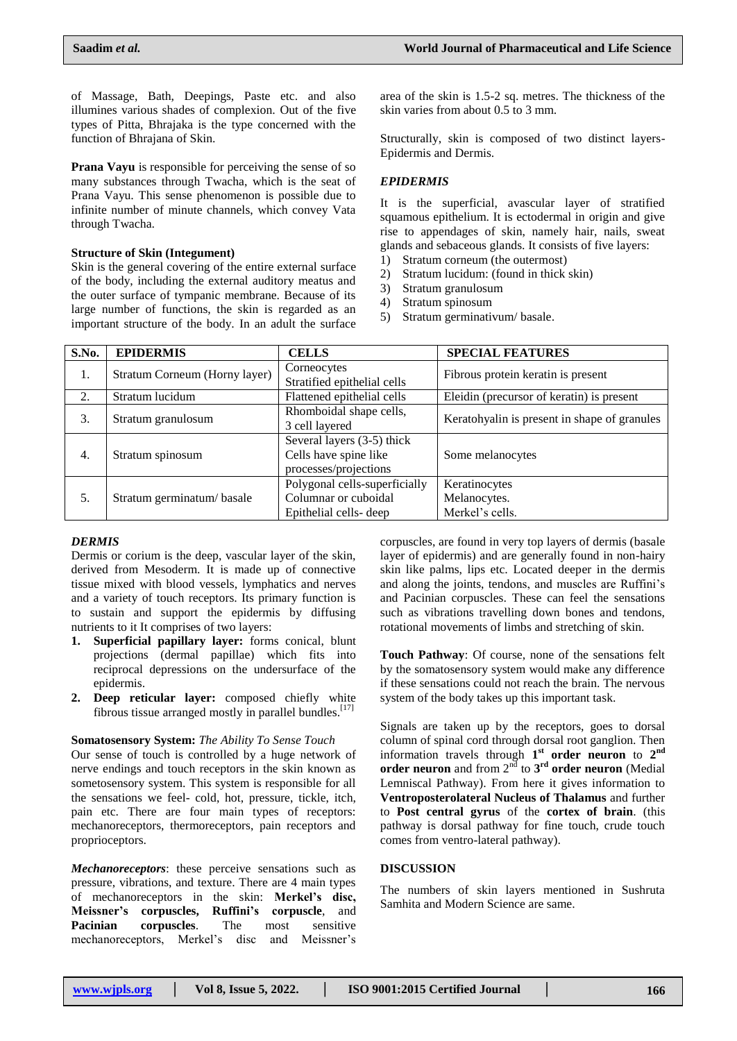of Massage, Bath, Deepings, Paste etc. and also illumines various shades of complexion. Out of the five types of Pitta, Bhrajaka is the type concerned with the function of Bhrajana of Skin.

**Prana Vayu** is responsible for perceiving the sense of so many substances through Twacha, which is the seat of Prana Vayu. This sense phenomenon is possible due to infinite number of minute channels, which convey Vata through Twacha.

**Structure of Skin (Integument)**

Skin is the general covering of the entire external surface of the body, including the external auditory meatus and the outer surface of tympanic membrane. Because of its large number of functions, the skin is regarded as an important structure of the body. In an adult the surface area of the skin is 1.5-2 sq. metres. The thickness of the skin varies from about 0.5 to 3 mm.

Structurally, skin is composed of two distinct layers- Epidermis and Dermis.

***EPIDERMIS***

It is the superficial, avascular layer of stratified squamous epithelium. It is ectodermal in origin and give rise to appendages of skin, namely hair, nails, sweat glands and sebaceous glands. It consists of five layers:

1) Stratum corneum (the outermost)
2) Stratum lucidum: (found in thick skin)
3) Stratum granulosum
4) Stratum spinosum
5) Stratum germinativum/ basale.

| S.No. | EPIDERMIS | CELLS | SPECIAL FEATURES |
|---|---|---|---|
| 1. | Stratum Corneum (Horny layer) | Corneocytes Stratified epithelial cells | Fibrous protein keratin is present |
| 2. | Stratum lucidum | Flattened epithelial cells | Eleidin (precursor of keratin) is present |
| 3. | Stratum granulosum | Rhomboidal shape cells, 3 cell layered | Keratohyalin is present in shape of granules |
| 4. | Stratum spinosum | Several layers (3-5) thick Cells have spine like processes/projections | Some melanocytes |
| 5. | Stratum germinatum/ basale | Polygonal cells-superficially Columnar or cuboidal Epithelial cells- deep | Keratinocytes Melanocytes. Merkel's cells. |

***DERMIS***

Dermis or corium is the deep, vascular layer of the skin, derived from Mesoderm. It is made up of connective tissue mixed with blood vessels, lymphatics and nerves and a variety of touch receptors. Its primary function is to sustain and support the epidermis by diffusing nutrients to it It comprises of two layers:

1. **Superficial papillary layer:** forms conical, blunt projections (dermal papillae) which fits into reciprocal depressions on the undersurface of the epidermis.
2. **Deep reticular layer:** composed chiefly white fibrous tissue arranged mostly in parallel bundles.[17]

**Somatosensory System:** *The Ability To Sense Touch*

Our sense of touch is controlled by a huge network of nerve endings and touch receptors in the skin known as sometosensory system. This system is responsible for all the sensations we feel- cold, hot, pressure, tickle, itch, pain etc. There are four main types of receptors: mechanoreceptors, thermoreceptors, pain receptors and proprioceptors.

***Mechanoreceptors***: these perceive sensations such as pressure, vibrations, and texture. There are 4 main types of mechanoreceptors in the skin: **Merkel's disc, Meissner's corpuscles, Ruffini's corpuscle**, and **Pacinian corpuscles**. The most sensitive mechanoreceptors, Merkel's disc and Meissner's corpuscles, are found in very top layers of dermis (basale layer of epidermis) and are generally found in non-hairy skin like palms, lips etc. Located deeper in the dermis and along the joints, tendons, and muscles are Ruffini's and Pacinian corpuscles. These can feel the sensations such as vibrations travelling down bones and tendons, rotational movements of limbs and stretching of skin.

**Touch Pathway**: Of course, none of the sensations felt by the somatosensory system would make any difference if these sensations could not reach the brain. The nervous system of the body takes up this important task.

Signals are taken up by the receptors, goes to dorsal column of spinal cord through dorsal root ganglion. Then information travels through **1st order neuron** to **2nd order neuron** and from 2nd to **3rd order neuron** (Medial Lemniscal Pathway). From here it gives information to **Ventroposterolateral Nucleus of Thalamus** and further to **Post central gyrus** of the **cortex of brain**. (this pathway is dorsal pathway for fine touch, crude touch comes from ventro-lateral pathway).

**DISCUSSION**

The numbers of skin layers mentioned in Sushruta Samhita and Modern Science are same.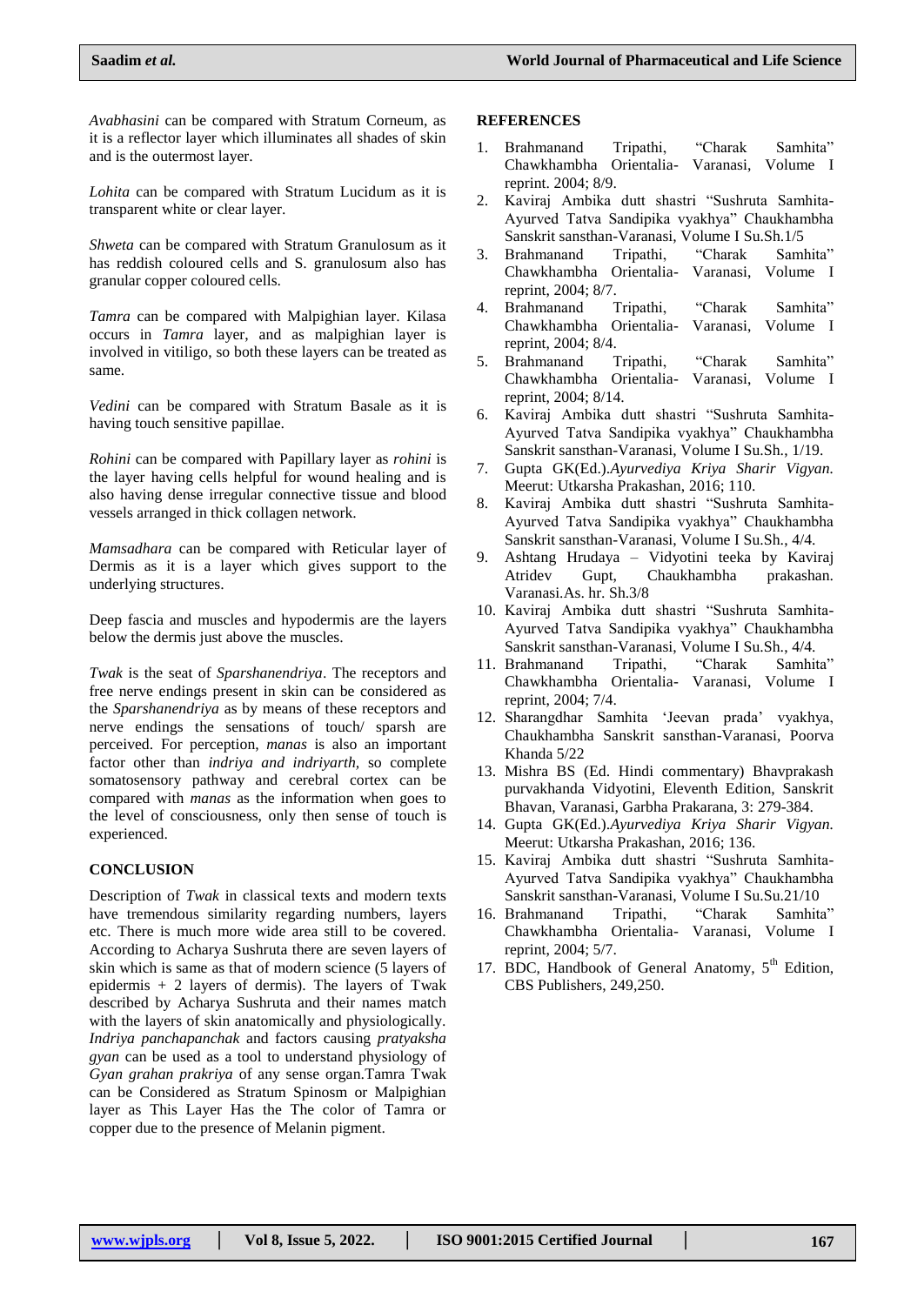*Avabhasini* can be compared with Stratum Corneum, as it is a reflector layer which illuminates all shades of skin and is the outermost layer.

*Lohita* can be compared with Stratum Lucidum as it is transparent white or clear layer.

*Shweta* can be compared with Stratum Granulosum as it has reddish coloured cells and S. granulosum also has granular copper coloured cells.

*Tamra* can be compared with Malpighian layer. Kilasa occurs in *Tamra* layer, and as malpighian layer is involved in vitiligo, so both these layers can be treated as same.

*Vedini* can be compared with Stratum Basale as it is having touch sensitive papillae.

*Rohini* can be compared with Papillary layer as *rohini* is the layer having cells helpful for wound healing and is also having dense irregular connective tissue and blood vessels arranged in thick collagen network.

*Mamsadhara* can be compared with Reticular layer of Dermis as it is a layer which gives support to the underlying structures.

Deep fascia and muscles and hypodermis are the layers below the dermis just above the muscles.

*Twak* is the seat of *Sparshanendriya*. The receptors and free nerve endings present in skin can be considered as the *Sparshanendriya* as by means of these receptors and nerve endings the sensations of touch/ sparsh are perceived. For perception, *manas* is also an important factor other than *indriya and indriyarth*, so complete somatosensory pathway and cerebral cortex can be compared with *manas* as the information when goes to the level of consciousness, only then sense of touch is experienced.

## CONCLUSION

Description of *Twak* in classical texts and modern texts have tremendous similarity regarding numbers, layers etc. There is much more wide area still to be covered. According to Acharya Sushruta there are seven layers of skin which is same as that of modern science (5 layers of epidermis + 2 layers of dermis). The layers of Twak described by Acharya Sushruta and their names match with the layers of skin anatomically and physiologically. *Indriya panchapanchak* and factors causing *pratyaksha gyan* can be used as a tool to understand physiology of *Gyan grahan prakriya* of any sense organ.Tamra Twak can be Considered as Stratum Spinosm or Malpighian layer as This Layer Has the The color of Tamra or copper due to the presence of Melanin pigment.

## REFERENCES

1. Brahmanand Tripathi, "Charak Samhita" Chawkhambha Orientalia- Varanasi, Volume I reprint. 2004; 8/9.
2. Kaviraj Ambika dutt shastri "Sushruta Samhita-Ayurved Tatva Sandipika vyakhya" Chaukhambha Sanskrit sansthan-Varanasi, Volume I Su.Sh.1/5
3. Brahmanand Tripathi, "Charak Samhita" Chawkhambha Orientalia- Varanasi, Volume I reprint, 2004; 8/7.
4. Brahmanand Tripathi, "Charak Samhita" Chawkhambha Orientalia- Varanasi, Volume I reprint, 2004; 8/4.
5. Brahmanand Tripathi, "Charak Samhita" Chawkhambha Orientalia- Varanasi, Volume I reprint, 2004; 8/14.
6. Kaviraj Ambika dutt shastri "Sushruta Samhita-Ayurved Tatva Sandipika vyakhya" Chaukhambha Sanskrit sansthan-Varanasi, Volume I Su.Sh., 1/19.
7. Gupta GK(Ed.).*Ayurvediya Kriya Sharir Vigyan.* Meerut: Utkarsha Prakashan, 2016; 110.
8. Kaviraj Ambika dutt shastri "Sushruta Samhita-Ayurved Tatva Sandipika vyakhya" Chaukhambha Sanskrit sansthan-Varanasi, Volume I Su.Sh., 4/4.
9. Ashtang Hrudaya – Vidyotini teeka by Kaviraj Atridev Gupt, Chaukhambha prakashan. Varanasi.As. hr. Sh.3/8
10. Kaviraj Ambika dutt shastri "Sushruta Samhita-Ayurved Tatva Sandipika vyakhya" Chaukhambha Sanskrit sansthan-Varanasi, Volume I Su.Sh., 4/4.
11. Brahmanand Tripathi, "Charak Samhita" Chawkhambha Orientalia- Varanasi, Volume I reprint, 2004; 7/4.
12. Sharangdhar Samhita 'Jeevan prada' vyakhya, Chaukhambha Sanskrit sansthan-Varanasi, Poorva Khanda 5/22
13. Mishra BS (Ed. Hindi commentary) Bhavprakash purvakhanda Vidyotini, Eleventh Edition, Sanskrit Bhavan, Varanasi, Garbha Prakarana, 3: 279-384.
14. Gupta GK(Ed.).*Ayurvediya Kriya Sharir Vigyan.* Meerut: Utkarsha Prakashan, 2016; 136.
15. Kaviraj Ambika dutt shastri "Sushruta Samhita-Ayurved Tatva Sandipika vyakhya" Chaukhambha Sanskrit sansthan-Varanasi, Volume I Su.Su.21/10
16. Brahmanand Tripathi, "Charak Samhita" Chawkhambha Orientalia- Varanasi, Volume I reprint, 2004; 5/7.
17. BDC, Handbook of General Anatomy, 5th Edition, CBS Publishers, 249,250.